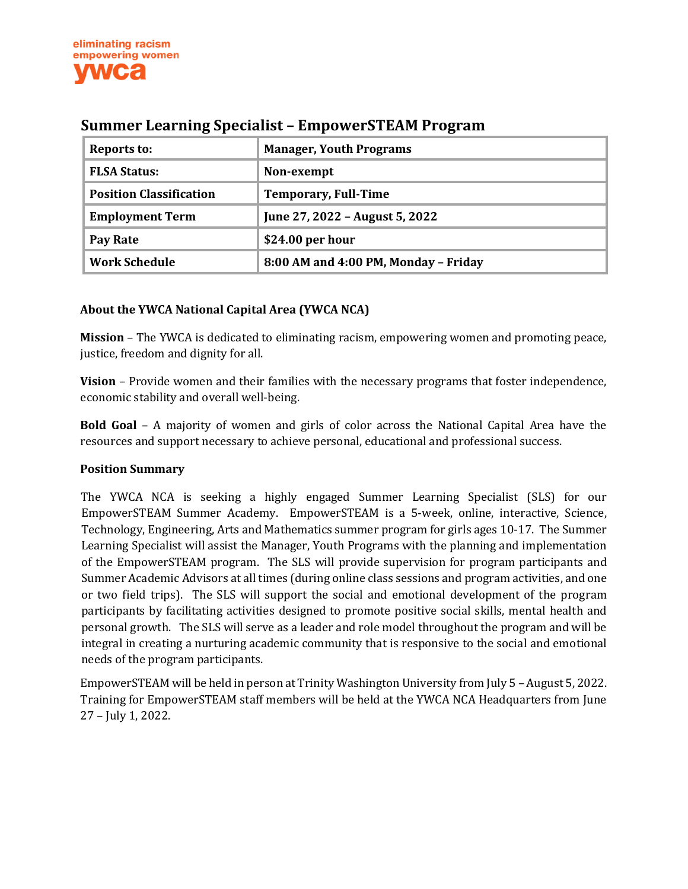eliminating racism
empowering women
ywca

# Summary Learning Specialist – EmpowerSTEAM Program

| Reports to: | Manager, Youth Programs |
|---|---|
| FLSA Status: | Non-exempt |
| Position Classification | Temporary, Full-Time |
| Employment Term | June 27, 2022 – August 5, 2022 |
| Pay Rate | $24.00 per hour |
| Work Schedule | 8:00 AM and 4:00 PM, Monday – Friday |

**About the YWCA National Capital Area (YWCA NCA)**

**Mission** – The YWCA is dedicated to eliminating racism, empowering women and promoting peace, justice, freedom and dignity for all.

**Vision** – Provide women and their families with the necessary programs that foster independence, economic stability and overall well-being.

**Bold Goal** – A majority of women and girls of color across the National Capital Area have the resources and support necessary to achieve personal, educational and professional success.

**Position Summary**

The YWCA NCA is seeking a highly engaged Summer Learning Specialist (SLS) for our EmpowerSTEAM Summer Academy. EmpowerSTEAM is a 5-week, online, interactive, Science, Technology, Engineering, Arts and Mathematics summer program for girls ages 10-17. The Summer Learning Specialist will assist the Manager, Youth Programs with the planning and implementation of the EmpowerSTEAM program. The SLS will provide supervision for program participants and Summer Academic Advisors at all times (during online class sessions and program activities, and one or two field trips). The SLS will support the social and emotional development of the program participants by facilitating activities designed to promote positive social skills, mental health and personal growth. The SLS will serve as a leader and role model throughout the program and will be integral in creating a nurturing academic community that is responsive to the social and emotional needs of the program participants.

EmpowerSTEAM will be held in person at Trinity Washington University from July 5 – August 5, 2022. Training for EmpowerSTEAM staff members will be held at the YWCA NCA Headquarters from June 27 – July 1, 2022.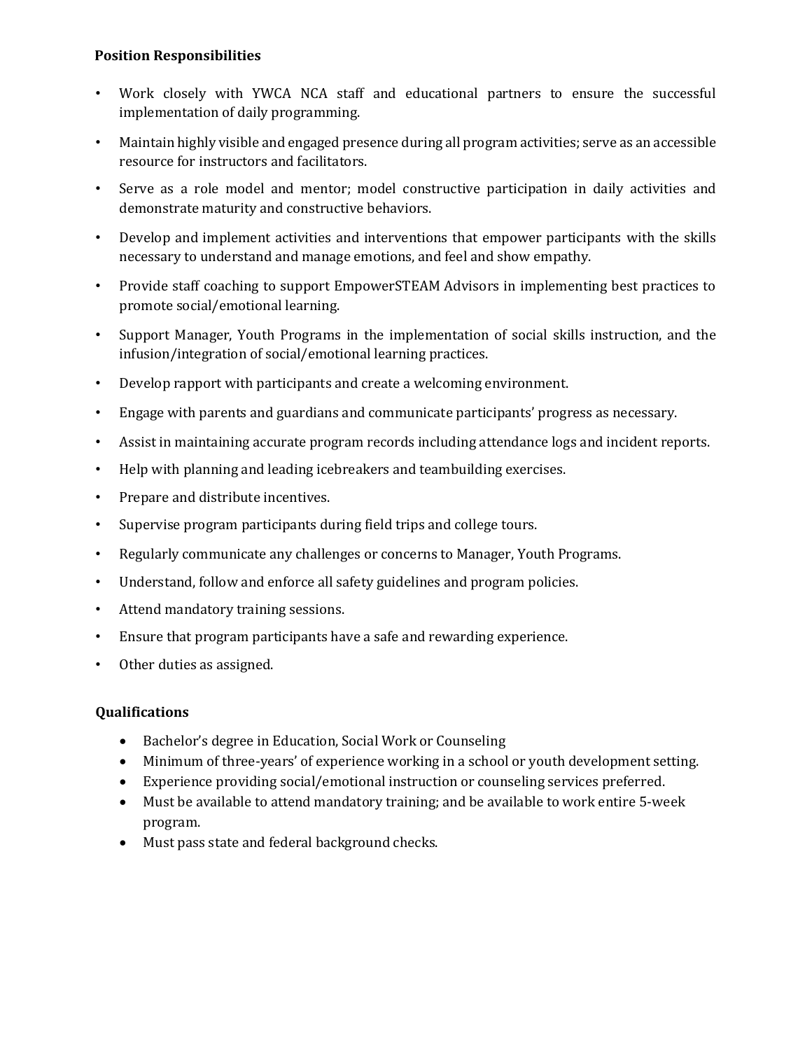**Position Responsibilities**

- Work closely with YWCA NCA staff and educational partners to ensure the successful implementation of daily programming.
- Maintain highly visible and engaged presence during all program activities; serve as an accessible resource for instructors and facilitators.
- Serve as a role model and mentor; model constructive participation in daily activities and demonstrate maturity and constructive behaviors.
- Develop and implement activities and interventions that empower participants with the skills necessary to understand and manage emotions, and feel and show empathy.
- Provide staff coaching to support EmpowerSTEAM Advisors in implementing best practices to promote social/emotional learning.
- Support Manager, Youth Programs in the implementation of social skills instruction, and the infusion/integration of social/emotional learning practices.
- Develop rapport with participants and create a welcoming environment.
- Engage with parents and guardians and communicate participants' progress as necessary.
- Assist in maintaining accurate program records including attendance logs and incident reports.
- Help with planning and leading icebreakers and teambuilding exercises.
- Prepare and distribute incentives.
- Supervise program participants during field trips and college tours.
- Regularly communicate any challenges or concerns to Manager, Youth Programs.
- Understand, follow and enforce all safety guidelines and program policies.
- Attend mandatory training sessions.
- Ensure that program participants have a safe and rewarding experience.
- Other duties as assigned.

**Qualifications**

- Bachelor's degree in Education, Social Work or Counseling
- Minimum of three-years' of experience working in a school or youth development setting.
- Experience providing social/emotional instruction or counseling services preferred.
- Must be available to attend mandatory training; and be available to work entire 5-week program.
- Must pass state and federal background checks.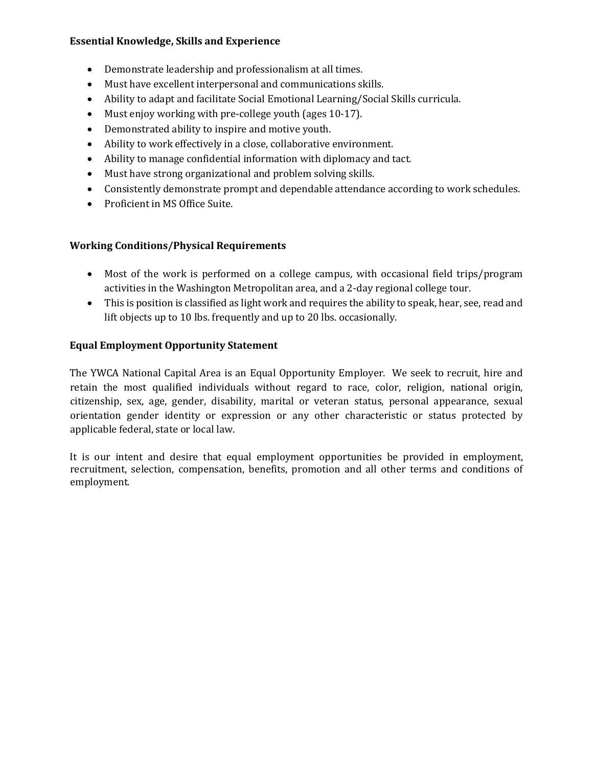**Essential Knowledge, Skills and Experience**

- Demonstrate leadership and professionalism at all times.
- Must have excellent interpersonal and communications skills.
- Ability to adapt and facilitate Social Emotional Learning/Social Skills curricula.
- Must enjoy working with pre-college youth (ages 10-17).
- Demonstrated ability to inspire and motive youth.
- Ability to work effectively in a close, collaborative environment.
- Ability to manage confidential information with diplomacy and tact.
- Must have strong organizational and problem solving skills.
- Consistently demonstrate prompt and dependable attendance according to work schedules.
- Proficient in MS Office Suite.

**Working Conditions/Physical Requirements**

- Most of the work is performed on a college campus, with occasional field trips/program activities in the Washington Metropolitan area, and a 2-day regional college tour.
- This is position is classified as light work and requires the ability to speak, hear, see, read and lift objects up to 10 lbs. frequently and up to 20 lbs. occasionally.

**Equal Employment Opportunity Statement**

The YWCA National Capital Area is an Equal Opportunity Employer. We seek to recruit, hire and retain the most qualified individuals without regard to race, color, religion, national origin, citizenship, sex, age, gender, disability, marital or veteran status, personal appearance, sexual orientation gender identity or expression or any other characteristic or status protected by applicable federal, state or local law.

It is our intent and desire that equal employment opportunities be provided in employment, recruitment, selection, compensation, benefits, promotion and all other terms and conditions of employment.